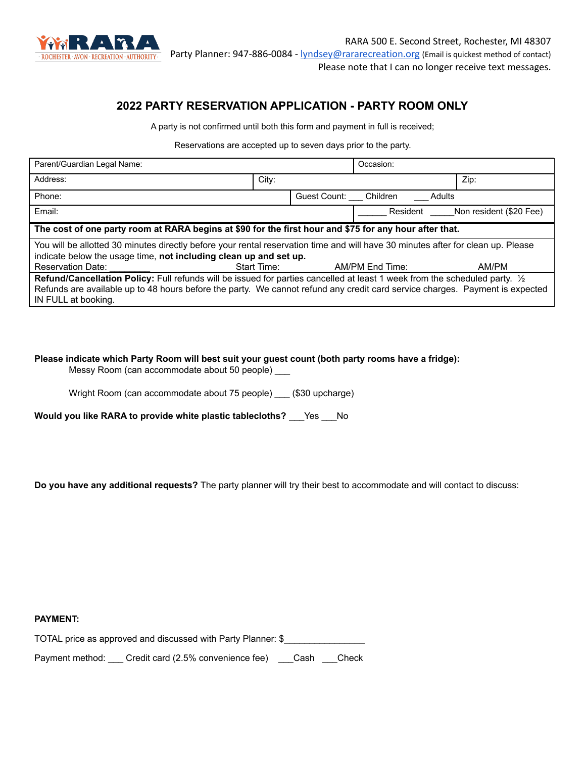RARA 500 E. Second Street, Rochester, MI 48307
Party Planner: 947-886-0084 - lyndsey@rararecreation.org (Email is quickest method of contact)
Please note that I can no longer receive text messages.

## 2022 PARTY RESERVATION APPLICATION - PARTY ROOM ONLY

A party is not confirmed until both this form and payment in full is received;

Reservations are accepted up to seven days prior to the party.

| | | |
|---|---|---|
| Parent/Guardian Legal Name: | | Occasion: |
| Address: | City: | Zip: |
| Phone: | Guest Count: ___ Children ___ Adults | |
| Email: | ______ Resident _____Non resident ($20 Fee) | |
| **The cost of one party room at RARA begins at $90 for the first hour and $75 for any hour after that.** | | |
| You will be allotted 30 minutes directly before your rental reservation time and will have 30 minutes after for clean up. Please indicate below the usage time, **not including clean up and set up.** Reservation Date: ________ Start Time: AM/PM End Time: AM/PM | | |
| **Refund/Cancellation Policy:** Full refunds will be issued for parties cancelled at least 1 week from the scheduled party. ½ Refunds are available up to 48 hours before the party. We cannot refund any credit card service charges. Payment is expected IN FULL at booking. | | |

**Please indicate which Party Room will best suit your guest count (both party rooms have a fridge):**

Messy Room (can accommodate about 50 people) ___

Wright Room (can accommodate about 75 people) ___ ($30 upcharge)

**Would you like RARA to provide white plastic tablecloths?** ___Yes ___No

**Do you have any additional requests?** The party planner will try their best to accommodate and will contact to discuss:

**PAYMENT:**

TOTAL price as approved and discussed with Party Planner: $_______________

Payment method: ___ Credit card (2.5% convenience fee) ___Cash ___Check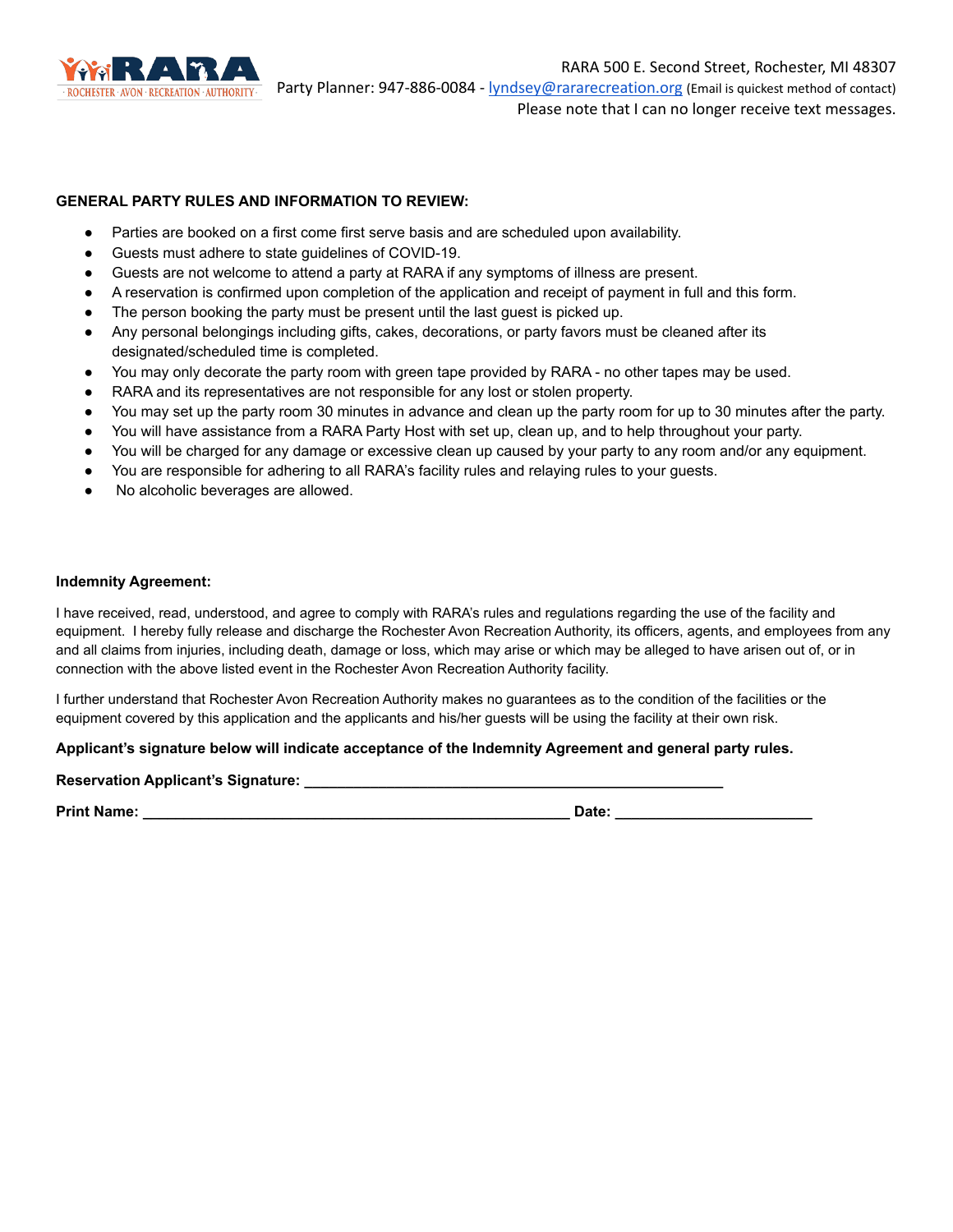RARA 500 E. Second Street, Rochester, MI 48307
Party Planner: 947-886-0084 - lyndsey@rararecreation.org (Email is quickest method of contact)
Please note that I can no longer receive text messages.

**GENERAL PARTY RULES AND INFORMATION TO REVIEW:**

- Parties are booked on a first come first serve basis and are scheduled upon availability.
- Guests must adhere to state guidelines of COVID-19.
- Guests are not welcome to attend a party at RARA if any symptoms of illness are present.
- A reservation is confirmed upon completion of the application and receipt of payment in full and this form.
- The person booking the party must be present until the last guest is picked up.
- Any personal belongings including gifts, cakes, decorations, or party favors must be cleaned after its designated/scheduled time is completed.
- You may only decorate the party room with green tape provided by RARA - no other tapes may be used.
- RARA and its representatives are not responsible for any lost or stolen property.
- You may set up the party room 30 minutes in advance and clean up the party room for up to 30 minutes after the party.
- You will have assistance from a RARA Party Host with set up, clean up, and to help throughout your party.
- You will be charged for any damage or excessive clean up caused by your party to any room and/or any equipment.
- You are responsible for adhering to all RARA's facility rules and relaying rules to your guests.
- No alcoholic beverages are allowed.

**Indemnity Agreement:**

I have received, read, understood, and agree to comply with RARA's rules and regulations regarding the use of the facility and equipment. I hereby fully release and discharge the Rochester Avon Recreation Authority, its officers, agents, and employees from any and all claims from injuries, including death, damage or loss, which may arise or which may be alleged to have arisen out of, or in connection with the above listed event in the Rochester Avon Recreation Authority facility.

I further understand that Rochester Avon Recreation Authority makes no guarantees as to the condition of the facilities or the equipment covered by this application and the applicants and his/her guests will be using the facility at their own risk.

**Applicant's signature below will indicate acceptance of the Indemnity Agreement and general party rules.**

**Reservation Applicant's Signature:** ______________________________________________

**Print Name:** ______________________________________________ **Date:** ______________________